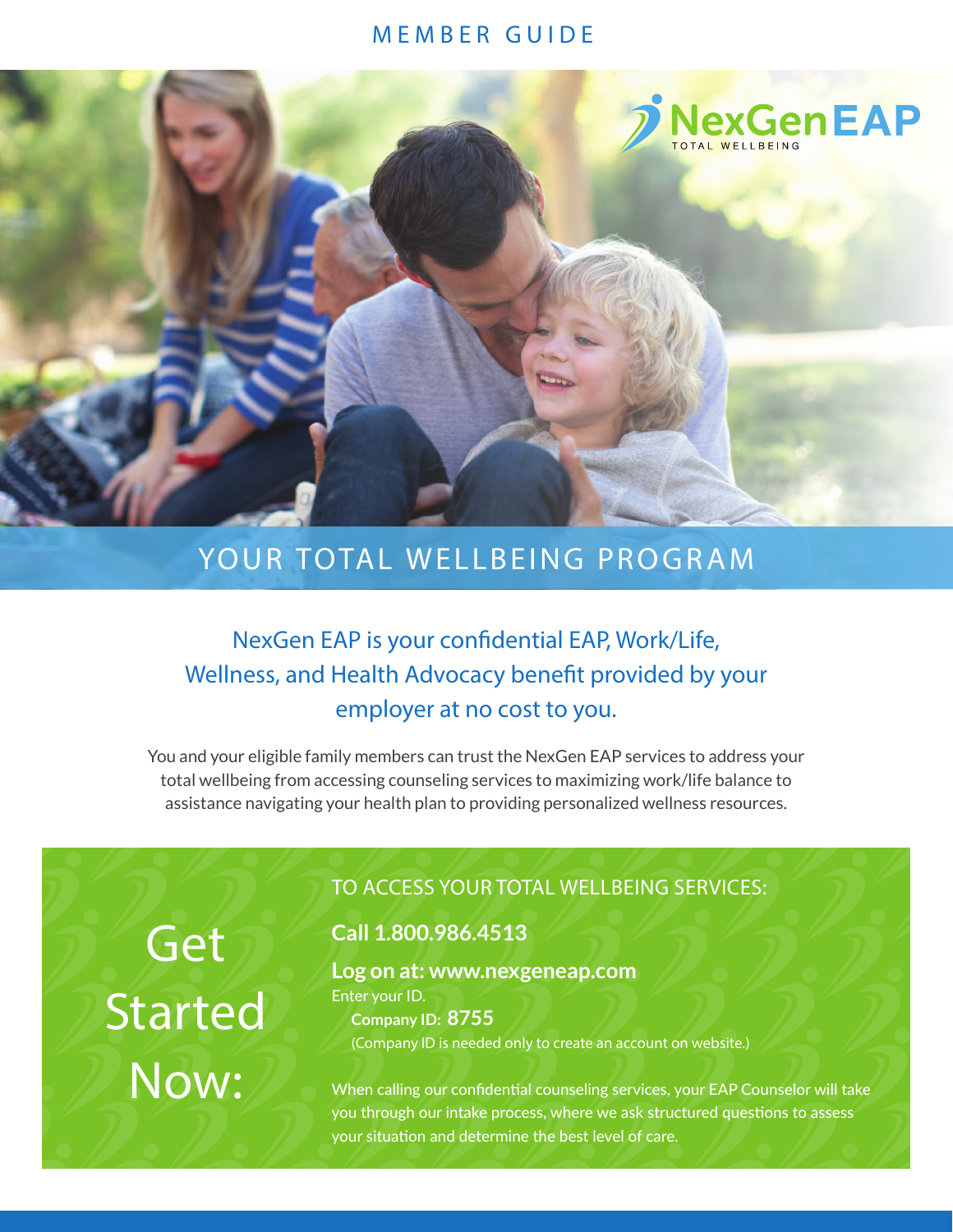MEMBER GUIDE

NexGen EAP

TOTAL WELLBEING

# YOUR TOTAL WELLBEING PROGRAM

## NexGen EAP is your confidential EAP, Work/Life, Wellness, and Health Advocacy benefit provided by your employer at no cost to you.

You and your eligible family members can trust the NexGen EAP services to address your total wellbeing from accessing counseling services to maximizing work/life balance to assistance navigating your health plan to providing personalized wellness resources.

## Get Started Now:

TO ACCESS YOUR TOTAL WELLBEING SERVICES:

**Call 1.800.986.4513**

**Log on at: www.nexgeneap.com**

Enter your ID.

**Company ID: 8755**

(Company ID is needed only to create an account on website.)

When calling our confidential counseling services, your EAP Counselor will take you through our intake process, where we ask structured questions to assess your situation and determine the best level of care.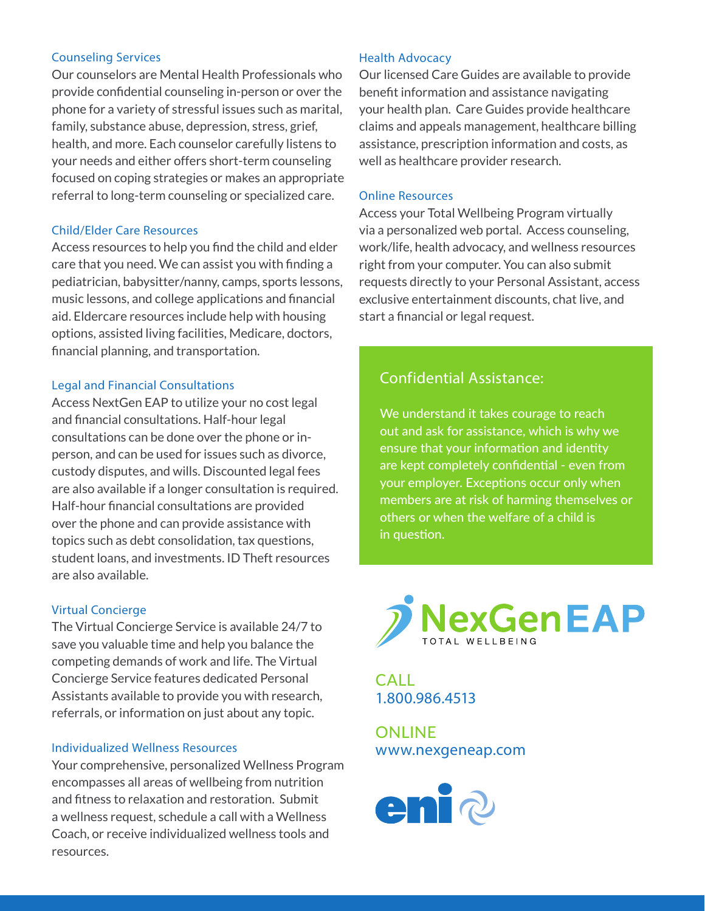### Counseling Services

Our counselors are Mental Health Professionals who provide confidential counseling in-person or over the phone for a variety of stressful issues such as marital, family, substance abuse, depression, stress, grief, health, and more. Each counselor carefully listens to your needs and either offers short-term counseling focused on coping strategies or makes an appropriate referral to long-term counseling or specialized care.

### Child/Elder Care Resources

Access resources to help you find the child and elder care that you need. We can assist you with finding a pediatrician, babysitter/nanny, camps, sports lessons, music lessons, and college applications and financial aid. Eldercare resources include help with housing options, assisted living facilities, Medicare, doctors, financial planning, and transportation.

### Legal and Financial Consultations

Access NextGen EAP to utilize your no cost legal and financial consultations. Half-hour legal consultations can be done over the phone or in-person, and can be used for issues such as divorce, custody disputes, and wills. Discounted legal fees are also available if a longer consultation is required. Half-hour financial consultations are provided over the phone and can provide assistance with topics such as debt consolidation, tax questions, student loans, and investments. ID Theft resources are also available.

### Virtual Concierge

The Virtual Concierge Service is available 24/7 to save you valuable time and help you balance the competing demands of work and life. The Virtual Concierge Service features dedicated Personal Assistants available to provide you with research, referrals, or information on just about any topic.

### Individualized Wellness Resources

Your comprehensive, personalized Wellness Program encompasses all areas of wellbeing from nutrition and fitness to relaxation and restoration. Submit a wellness request, schedule a call with a Wellness Coach, or receive individualized wellness tools and resources.

### Health Advocacy

Our licensed Care Guides are available to provide benefit information and assistance navigating your health plan. Care Guides provide healthcare claims and appeals management, healthcare billing assistance, prescription information and costs, as well as healthcare provider research.

### Online Resources

Access your Total Wellbeing Program virtually via a personalized web portal. Access counseling, work/life, health advocacy, and wellness resources right from your computer. You can also submit requests directly to your Personal Assistant, access exclusive entertainment discounts, chat live, and start a financial or legal request.

## Confidential Assistance:

We understand it takes courage to reach out and ask for assistance, which is why we ensure that your information and identity are kept completely confidential - even from your employer. Exceptions occur only when members are at risk of harming themselves or others or when the welfare of a child is in question.

NexGenEAP
TOTAL WELLBEING

CALL
1.800.986.4513

ONLINE
www.nexgeneap.com

eni